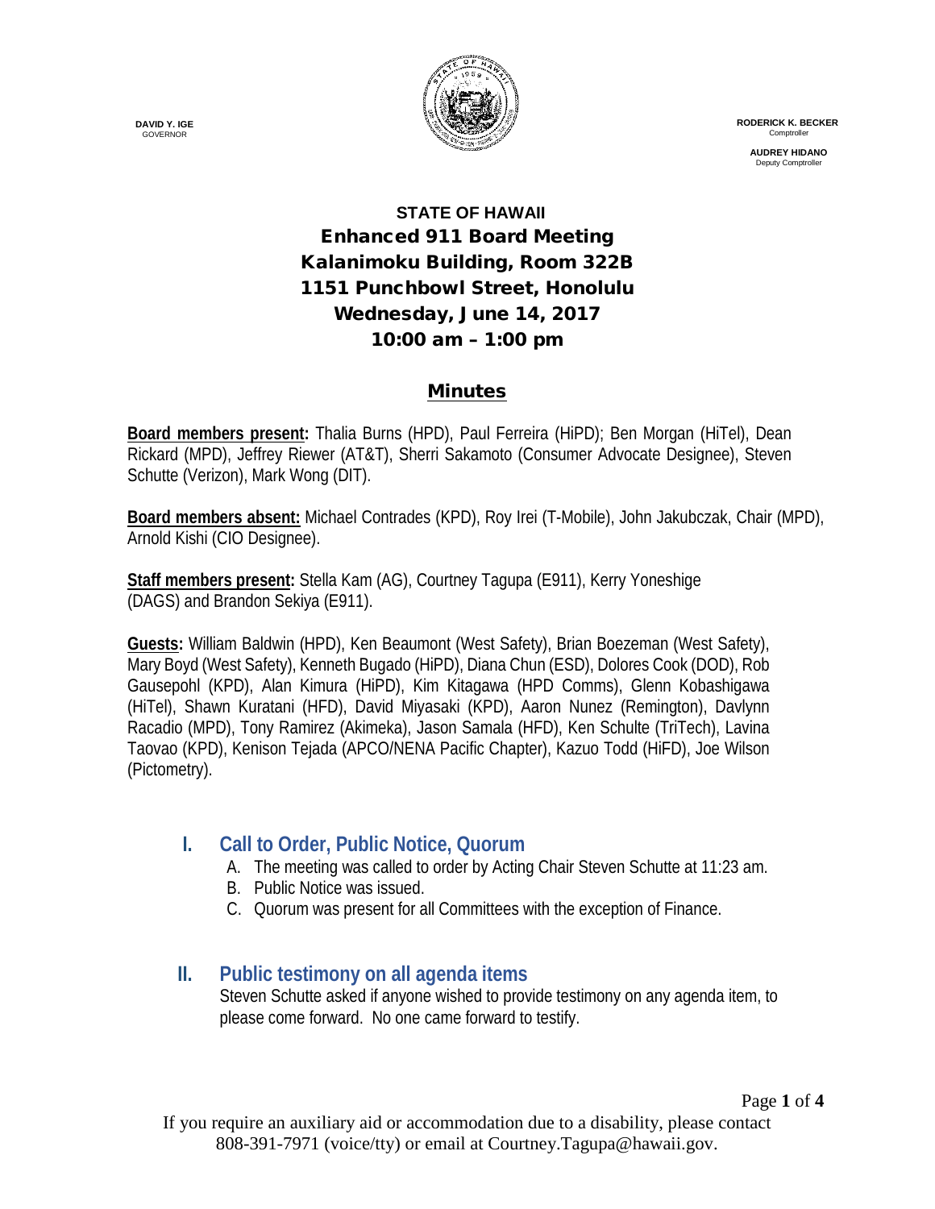DAVID Y. IGE
GOVERNOR

RODERICK K. BECKER
Comptroller

AUDREY HIDANO
Deputy Comptroller

# STATE OF HAWAII
## Enhanced 911 Board Meeting
## Kalanimoku Building, Room 322B
## 1151 Punchbowl Street, Honolulu
## Wednesday, June 14, 2017
## 10:00 am – 1:00 pm

## Minutes

**Board members present:** Thalia Burns (HPD), Paul Ferreira (HiPD); Ben Morgan (HiTel), Dean Rickard (MPD), Jeffrey Riewer (AT&T), Sherri Sakamoto (Consumer Advocate Designee), Steven Schutte (Verizon), Mark Wong (DIT).

**Board members absent:** Michael Contrades (KPD), Roy Irei (T-Mobile), John Jakubczak, Chair (MPD), Arnold Kishi (CIO Designee).

**Staff members present:** Stella Kam (AG), Courtney Tagupa (E911), Kerry Yoneshige (DAGS) and Brandon Sekiya (E911).

**Guests:** William Baldwin (HPD), Ken Beaumont (West Safety), Brian Boezeman (West Safety), Mary Boyd (West Safety), Kenneth Bugado (HiPD), Diana Chun (ESD), Dolores Cook (DOD), Rob Gausepohl (KPD), Alan Kimura (HiPD), Kim Kitagawa (HPD Comms), Glenn Kobashigawa (HiTel), Shawn Kuratani (HFD), David Miyasaki (KPD), Aaron Nunez (Remington), Davlynn Racadio (MPD), Tony Ramirez (Akimeka), Jason Samala (HFD), Ken Schulte (TriTech), Lavina Taovao (KPD), Kenison Tejada (APCO/NENA Pacific Chapter), Kazuo Todd (HiFD), Joe Wilson (Pictometry).

## I. Call to Order, Public Notice, Quorum

A. The meeting was called to order by Acting Chair Steven Schutte at 11:23 am.
B. Public Notice was issued.
C. Quorum was present for all Committees with the exception of Finance.

## II. Public testimony on all agenda items

Steven Schutte asked if anyone wished to provide testimony on any agenda item, to please come forward. No one came forward to testify.

If you require an auxiliary aid or accommodation due to a disability, please contact 808-391-7971 (voice/tty) or email at Courtney.Tagupa@hawaii.gov.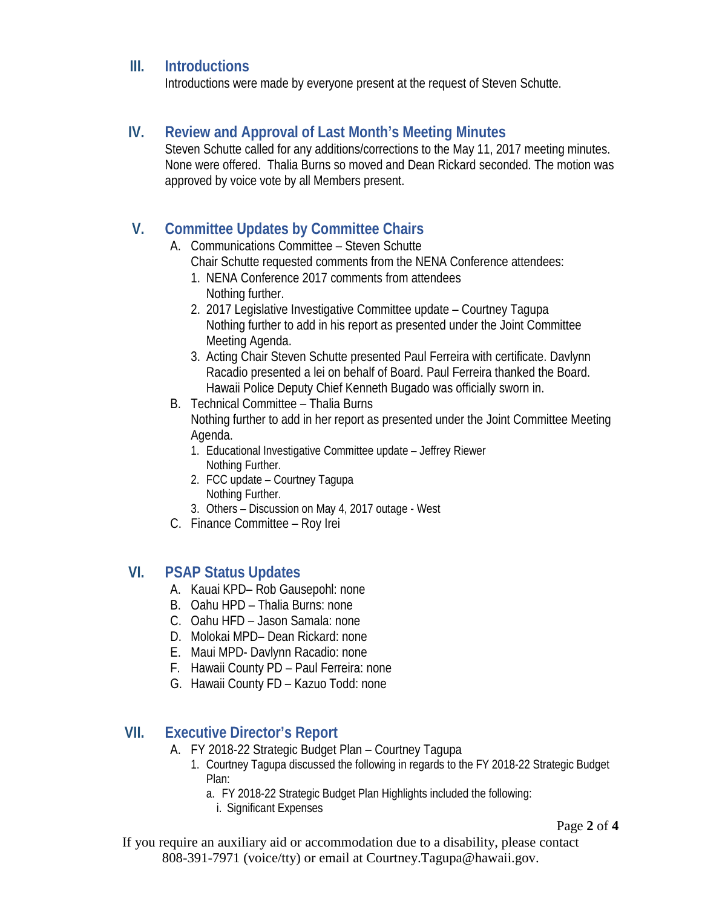## III. Introductions

Introductions were made by everyone present at the request of Steven Schutte.

## IV. Review and Approval of Last Month's Meeting Minutes

Steven Schutte called for any additions/corrections to the May 11, 2017 meeting minutes. None were offered. Thalia Burns so moved and Dean Rickard seconded. The motion was approved by voice vote by all Members present.

## V. Committee Updates by Committee Chairs

A. Communications Committee – Steven Schutte
   Chair Schutte requested comments from the NENA Conference attendees:
   1. NENA Conference 2017 comments from attendees
      Nothing further.
   2. 2017 Legislative Investigative Committee update – Courtney Tagupa
      Nothing further to add in his report as presented under the Joint Committee Meeting Agenda.
   3. Acting Chair Steven Schutte presented Paul Ferreira with certificate. Davlynn Racadio presented a lei on behalf of Board. Paul Ferreira thanked the Board. Hawaii Police Deputy Chief Kenneth Bugado was officially sworn in.

B. Technical Committee – Thalia Burns
   Nothing further to add in her report as presented under the Joint Committee Meeting Agenda.
   1. Educational Investigative Committee update – Jeffrey Riewer
      Nothing Further.
   2. FCC update – Courtney Tagupa
      Nothing Further.
   3. Others – Discussion on May 4, 2017 outage - West

C. Finance Committee – Roy Irei

## VI. PSAP Status Updates

A. Kauai KPD– Rob Gausepohl: none
B. Oahu HPD – Thalia Burns: none
C. Oahu HFD – Jason Samala: none
D. Molokai MPD– Dean Rickard: none
E. Maui MPD- Davlynn Racadio: none
F. Hawaii County PD – Paul Ferreira: none
G. Hawaii County FD – Kazuo Todd: none

## VII. Executive Director's Report

A. FY 2018-22 Strategic Budget Plan – Courtney Tagupa
   1. Courtney Tagupa discussed the following in regards to the FY 2018-22 Strategic Budget Plan:
      a. FY 2018-22 Strategic Budget Plan Highlights included the following:
         i. Significant Expenses

If you require an auxiliary aid or accommodation due to a disability, please contact 808-391-7971 (voice/tty) or email at Courtney.Tagupa@hawaii.gov.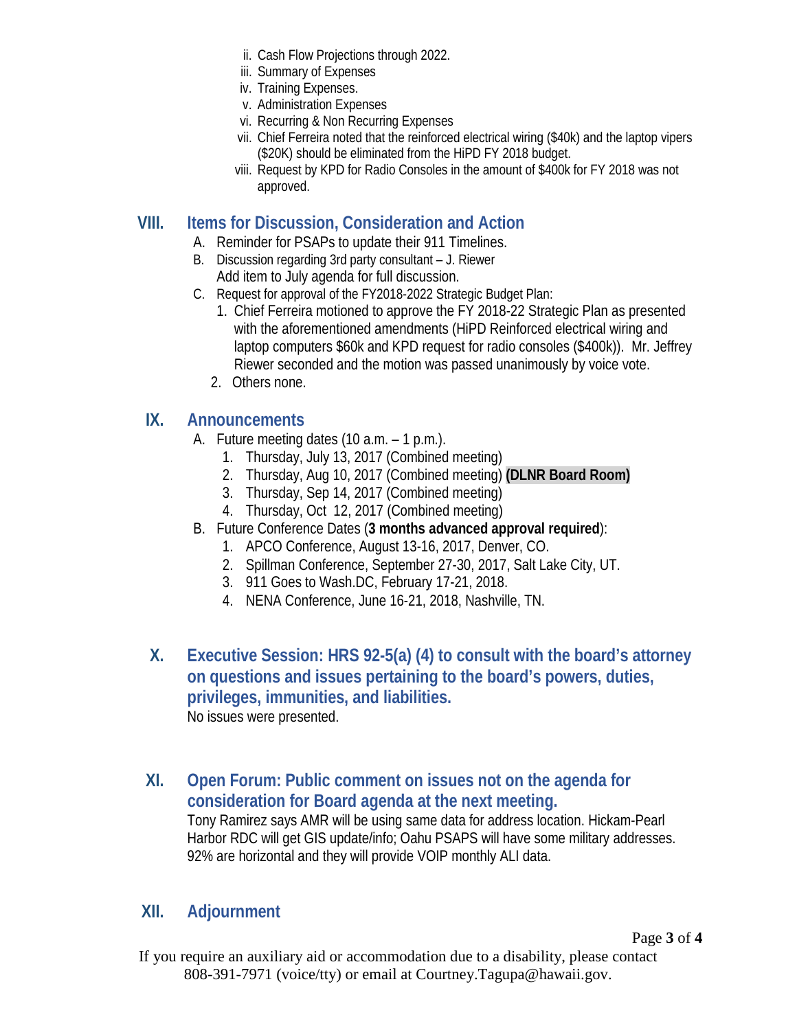ii. Cash Flow Projections through 2022.
   iii. Summary of Expenses
   iv. Training Expenses.
   v. Administration Expenses
   vi. Recurring & Non Recurring Expenses
   vii. Chief Ferreira noted that the reinforced electrical wiring ($40k) and the laptop vipers ($20K) should be eliminated from the HiPD FY 2018 budget.
   viii. Request by KPD for Radio Consoles in the amount of $400k for FY 2018 was not approved.

## VIII. Items for Discussion, Consideration and Action

A. Reminder for PSAPs to update their 911 Timelines.

B. Discussion regarding 3rd party consultant – J. Riewer
   Add item to July agenda for full discussion.

C. Request for approval of the FY2018-2022 Strategic Budget Plan:
   1. Chief Ferreira motioned to approve the FY 2018-22 Strategic Plan as presented with the aforementioned amendments (HiPD Reinforced electrical wiring and laptop computers $60k and KPD request for radio consoles ($400k)). Mr. Jeffrey Riewer seconded and the motion was passed unanimously by voice vote.
   2. Others none.

## IX. Announcements

A. Future meeting dates (10 a.m. – 1 p.m.).
   1. Thursday, July 13, 2017 (Combined meeting)
   2. Thursday, Aug 10, 2017 (Combined meeting) **(DLNR Board Room)**
   3. Thursday, Sep 14, 2017 (Combined meeting)
   4. Thursday, Oct 12, 2017 (Combined meeting)

B. Future Conference Dates (**3 months advanced approval required**):
   1. APCO Conference, August 13-16, 2017, Denver, CO.
   2. Spillman Conference, September 27-30, 2017, Salt Lake City, UT.
   3. 911 Goes to Wash.DC, February 17-21, 2018.
   4. NENA Conference, June 16-21, 2018, Nashville, TN.

## X. Executive Session: HRS 92-5(a) (4) to consult with the board's attorney on questions and issues pertaining to the board's powers, duties, privileges, immunities, and liabilities.

No issues were presented.

## XI. Open Forum: Public comment on issues not on the agenda for consideration for Board agenda at the next meeting.

Tony Ramirez says AMR will be using same data for address location. Hickam-Pearl Harbor RDC will get GIS update/info; Oahu PSAPS will have some military addresses. 92% are horizontal and they will provide VOIP monthly ALI data.

## XII. Adjournment

If you require an auxiliary aid or accommodation due to a disability, please contact 808-391-7971 (voice/tty) or email at Courtney.Tagupa@hawaii.gov.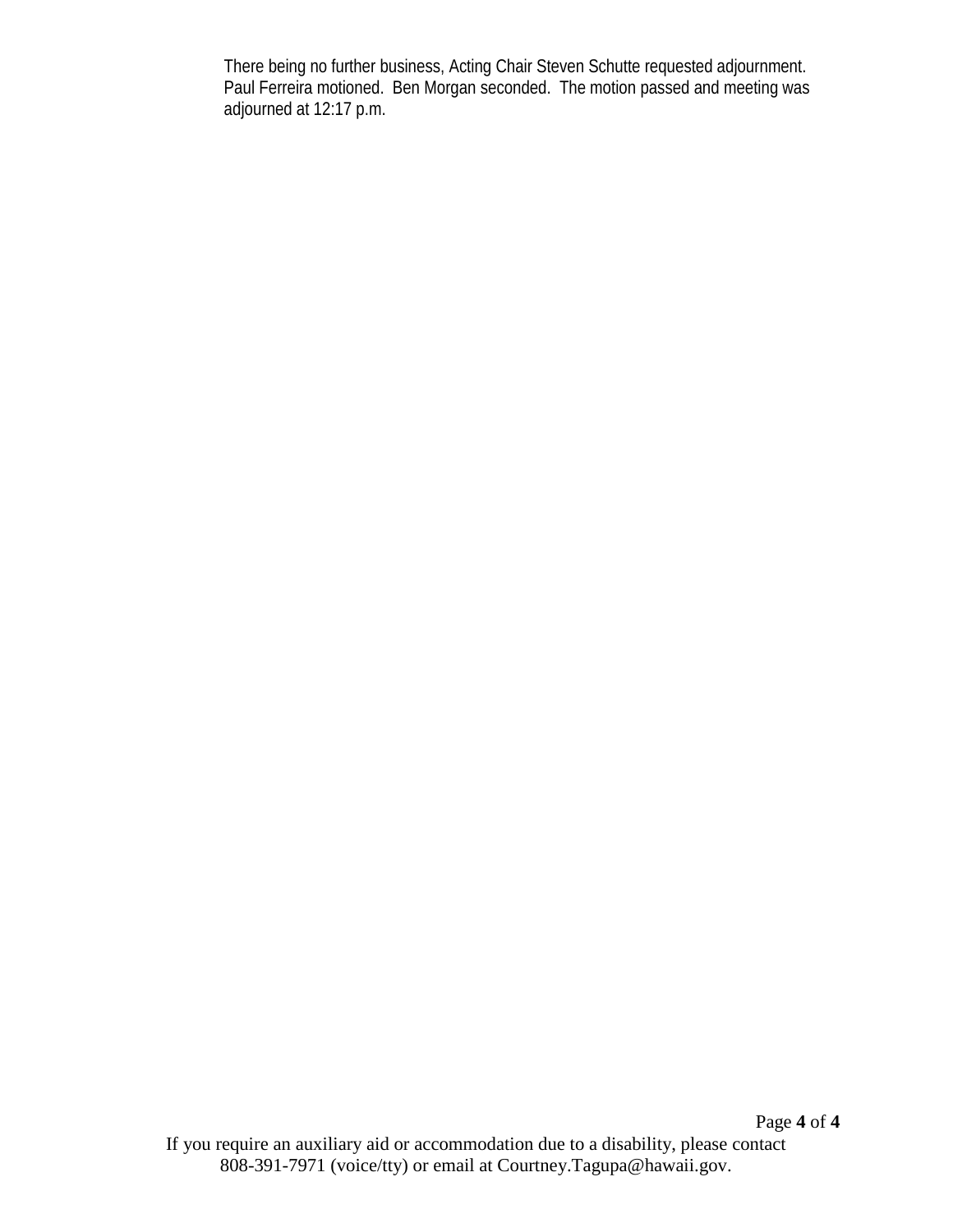There being no further business, Acting Chair Steven Schutte requested adjournment. Paul Ferreira motioned. Ben Morgan seconded. The motion passed and meeting was adjourned at 12:17 p.m.

If you require an auxiliary aid or accommodation due to a disability, please contact 808-391-7971 (voice/tty) or email at Courtney.Tagupa@hawaii.gov.